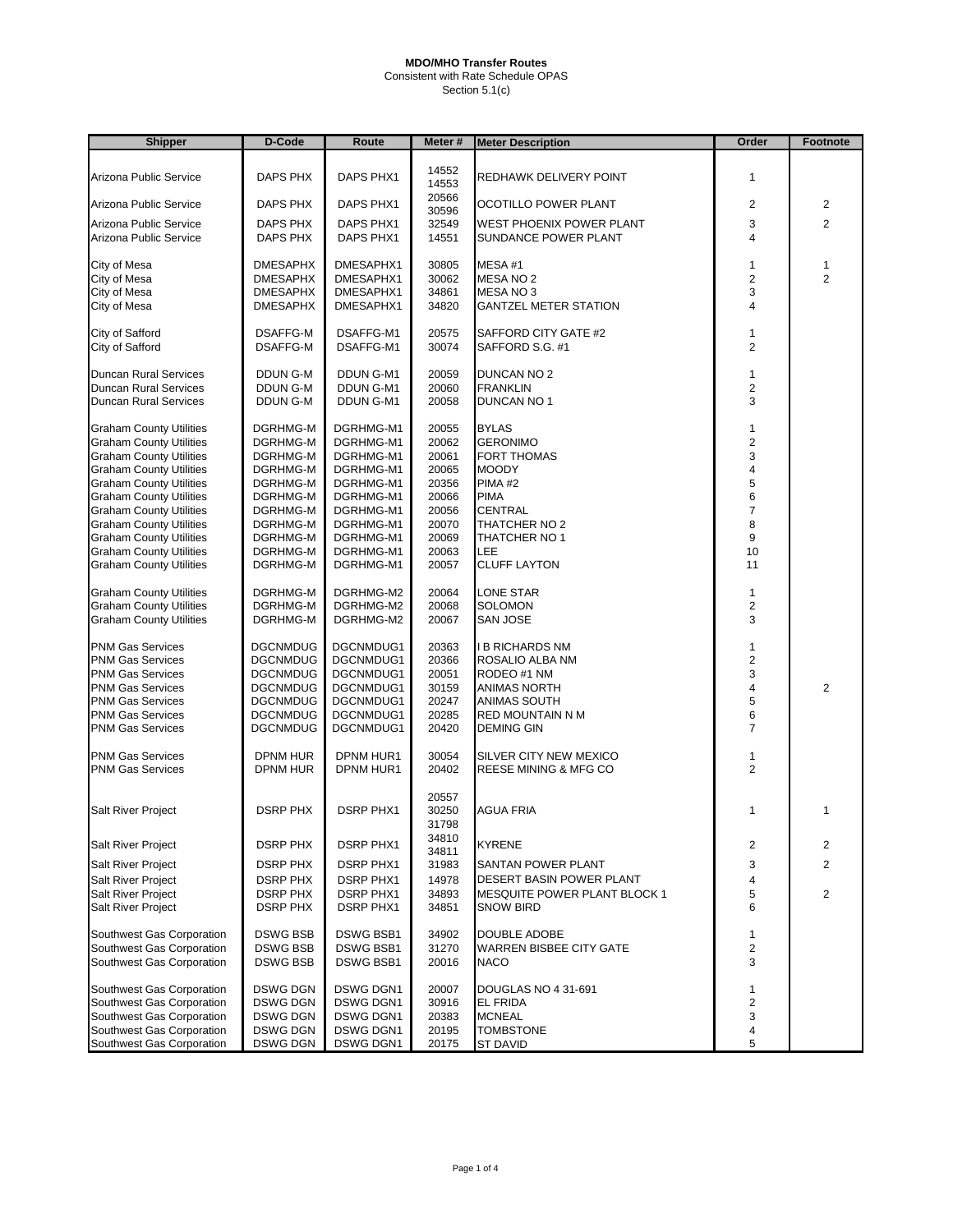**MDO/MHO Transfer Routes**
Consistent with Rate Schedule OPAS
Section 5.1(c)

| Shipper | D-Code | Route | Meter # | Meter Description | Order | Footnote |
|---|---|---|---|---|---|---|
| Arizona Public Service | DAPS PHX | DAPS PHX1 | 14552<br>14553 | REDHAWK DELIVERY POINT | 1 | |
| Arizona Public Service | DAPS PHX | DAPS PHX1 | 20566<br>30596 | OCOTILLO POWER PLANT | 2 | 2 |
| Arizona Public Service | DAPS PHX | DAPS PHX1 | 32549 | WEST PHOENIX POWER PLANT | 3 | 2 |
| Arizona Public Service | DAPS PHX | DAPS PHX1 | 14551 | SUNDANCE POWER PLANT | 4 | |
| City of Mesa | DMESAPHX | DMESAPHX1 | 30805 | MESA #1 | 1 | 1 |
| City of Mesa | DMESAPHX | DMESAPHX1 | 30062 | MESA NO 2 | 2 | 2 |
| City of Mesa | DMESAPHX | DMESAPHX1 | 34861 | MESA NO 3 | 3 | |
| City of Mesa | DMESAPHX | DMESAPHX1 | 34820 | GANTZEL METER STATION | 4 | |
| City of Safford | DSAFFG-M | DSAFFG-M1 | 20575 | SAFFORD CITY GATE #2 | 1 | |
| City of Safford | DSAFFG-M | DSAFFG-M1 | 30074 | SAFFORD S.G. #1 | 2 | |
| Duncan Rural Services | DDUN G-M | DDUN G-M1 | 20059 | DUNCAN NO 2 | 1 | |
| Duncan Rural Services | DDUN G-M | DDUN G-M1 | 20060 | FRANKLIN | 2 | |
| Duncan Rural Services | DDUN G-M | DDUN G-M1 | 20058 | DUNCAN NO 1 | 3 | |
| Graham County Utilities | DGRHMG-M | DGRHMG-M1 | 20055 | BYLAS | 1 | |
| Graham County Utilities | DGRHMG-M | DGRHMG-M1 | 20062 | GERONIMO | 2 | |
| Graham County Utilities | DGRHMG-M | DGRHMG-M1 | 20061 | FORT THOMAS | 3 | |
| Graham County Utilities | DGRHMG-M | DGRHMG-M1 | 20065 | MOODY | 4 | |
| Graham County Utilities | DGRHMG-M | DGRHMG-M1 | 20356 | PIMA #2 | 5 | |
| Graham County Utilities | DGRHMG-M | DGRHMG-M1 | 20066 | PIMA | 6 | |
| Graham County Utilities | DGRHMG-M | DGRHMG-M1 | 20056 | CENTRAL | 7 | |
| Graham County Utilities | DGRHMG-M | DGRHMG-M1 | 20070 | THATCHER NO 2 | 8 | |
| Graham County Utilities | DGRHMG-M | DGRHMG-M1 | 20069 | THATCHER NO 1 | 9 | |
| Graham County Utilities | DGRHMG-M | DGRHMG-M1 | 20063 | LEE | 10 | |
| Graham County Utilities | DGRHMG-M | DGRHMG-M1 | 20057 | CLUFF LAYTON | 11 | |
| Graham County Utilities | DGRHMG-M | DGRHMG-M2 | 20064 | LONE STAR | 1 | |
| Graham County Utilities | DGRHMG-M | DGRHMG-M2 | 20068 | SOLOMON | 2 | |
| Graham County Utilities | DGRHMG-M | DGRHMG-M2 | 20067 | SAN JOSE | 3 | |
| PNM Gas Services | DGCNMDUG | DGCNMDUG1 | 20363 | I B RICHARDS NM | 1 | |
| PNM Gas Services | DGCNMDUG | DGCNMDUG1 | 20366 | ROSALIO ALBA NM | 2 | |
| PNM Gas Services | DGCNMDUG | DGCNMDUG1 | 20051 | RODEO #1 NM | 3 | |
| PNM Gas Services | DGCNMDUG | DGCNMDUG1 | 30159 | ANIMAS NORTH | 4 | 2 |
| PNM Gas Services | DGCNMDUG | DGCNMDUG1 | 20247 | ANIMAS SOUTH | 5 | |
| PNM Gas Services | DGCNMDUG | DGCNMDUG1 | 20285 | RED MOUNTAIN N M | 6 | |
| PNM Gas Services | DGCNMDUG | DGCNMDUG1 | 20420 | DEMING GIN | 7 | |
| PNM Gas Services | DPNM HUR | DPNM HUR1 | 30054 | SILVER CITY NEW MEXICO | 1 | |
| PNM Gas Services | DPNM HUR | DPNM HUR1 | 20402 | REESE MINING & MFG CO | 2 | |
| Salt River Project | DSRP PHX | DSRP PHX1 | 20557<br>30250<br>31798 | AGUA FRIA | 1 | 1 |
| Salt River Project | DSRP PHX | DSRP PHX1 | 34810<br>34811 | KYRENE | 2 | 2 |
| Salt River Project | DSRP PHX | DSRP PHX1 | 31983 | SANTAN POWER PLANT | 3 | 2 |
| Salt River Project | DSRP PHX | DSRP PHX1 | 14978 | DESERT BASIN POWER PLANT | 4 | |
| Salt River Project | DSRP PHX | DSRP PHX1 | 34893 | MESQUITE POWER PLANT BLOCK 1 | 5 | 2 |
| Salt River Project | DSRP PHX | DSRP PHX1 | 34851 | SNOW BIRD | 6 | |
| Southwest Gas Corporation | DSWG BSB | DSWG BSB1 | 34902 | DOUBLE ADOBE | 1 | |
| Southwest Gas Corporation | DSWG BSB | DSWG BSB1 | 31270 | WARREN BISBEE CITY GATE | 2 | |
| Southwest Gas Corporation | DSWG BSB | DSWG BSB1 | 20016 | NACO | 3 | |
| Southwest Gas Corporation | DSWG DGN | DSWG DGN1 | 20007 | DOUGLAS NO 4 31-691 | 1 | |
| Southwest Gas Corporation | DSWG DGN | DSWG DGN1 | 30916 | EL FRIDA | 2 | |
| Southwest Gas Corporation | DSWG DGN | DSWG DGN1 | 20383 | MCNEAL | 3 | |
| Southwest Gas Corporation | DSWG DGN | DSWG DGN1 | 20195 | TOMBSTONE | 4 | |
| Southwest Gas Corporation | DSWG DGN | DSWG DGN1 | 20175 | ST DAVID | 5 | |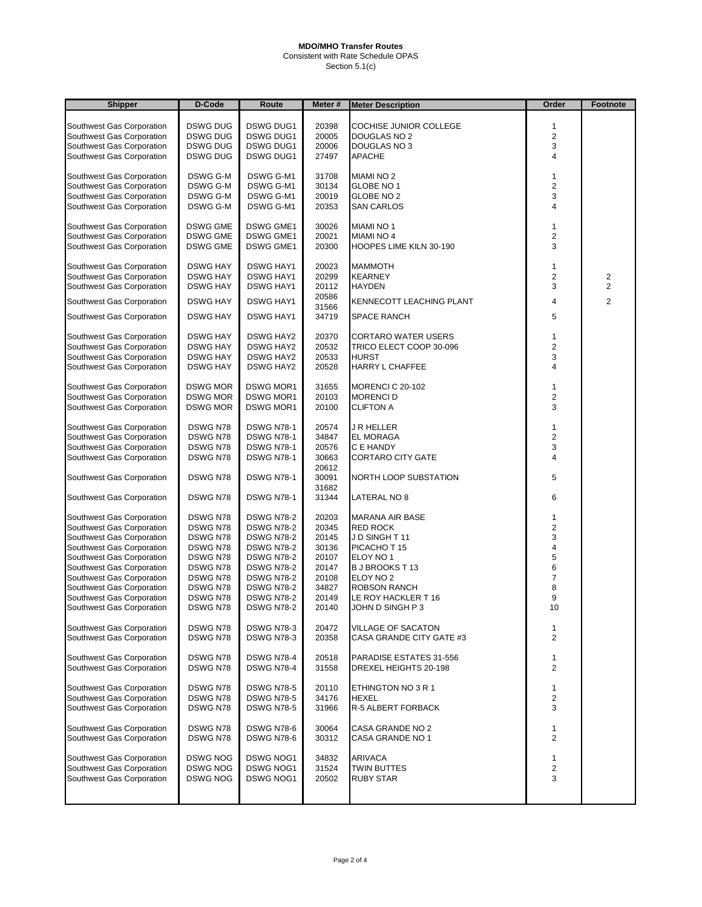**MDO/MHO Transfer Routes**
Consistent with Rate Schedule OPAS
Section 5.1(c)

| Shipper | D-Code | Route | Meter # | Meter Description | Order | Footnote |
|---|---|---|---|---|---|---|
| Southwest Gas Corporation | DSWG DUG | DSWG DUG1 | 20398 | COCHISE JUNIOR COLLEGE | 1 | |
| Southwest Gas Corporation | DSWG DUG | DSWG DUG1 | 20005 | DOUGLAS NO 2 | 2 | |
| Southwest Gas Corporation | DSWG DUG | DSWG DUG1 | 20006 | DOUGLAS NO 3 | 3 | |
| Southwest Gas Corporation | DSWG DUG | DSWG DUG1 | 27497 | APACHE | 4 | |
| Southwest Gas Corporation | DSWG G-M | DSWG G-M1 | 31708 | MIAMI NO 2 | 1 | |
| Southwest Gas Corporation | DSWG G-M | DSWG G-M1 | 30134 | GLOBE NO 1 | 2 | |
| Southwest Gas Corporation | DSWG G-M | DSWG G-M1 | 20019 | GLOBE NO 2 | 3 | |
| Southwest Gas Corporation | DSWG G-M | DSWG G-M1 | 20353 | SAN CARLOS | 4 | |
| Southwest Gas Corporation | DSWG GME | DSWG GME1 | 30026 | MIAMI NO 1 | 1 | |
| Southwest Gas Corporation | DSWG GME | DSWG GME1 | 20021 | MIAMI NO 4 | 2 | |
| Southwest Gas Corporation | DSWG GME | DSWG GME1 | 20300 | HOOPES LIME KILN 30-190 | 3 | |
| Southwest Gas Corporation | DSWG HAY | DSWG HAY1 | 20023 | MAMMOTH | 1 | |
| Southwest Gas Corporation | DSWG HAY | DSWG HAY1 | 20299 | KEARNEY | 2 | 2 |
| Southwest Gas Corporation | DSWG HAY | DSWG HAY1 | 20112 | HAYDEN | 3 | 2 |
| Southwest Gas Corporation | DSWG HAY | DSWG HAY1 | 20586 31566 | KENNECOTT LEACHING PLANT | 4 | 2 |
| Southwest Gas Corporation | DSWG HAY | DSWG HAY1 | 34719 | SPACE RANCH | 5 | |
| Southwest Gas Corporation | DSWG HAY | DSWG HAY2 | 20370 | CORTARO WATER USERS | 1 | |
| Southwest Gas Corporation | DSWG HAY | DSWG HAY2 | 20532 | TRICO ELECT COOP 30-096 | 2 | |
| Southwest Gas Corporation | DSWG HAY | DSWG HAY2 | 20533 | HURST | 3 | |
| Southwest Gas Corporation | DSWG HAY | DSWG HAY2 | 20528 | HARRY L CHAFFEE | 4 | |
| Southwest Gas Corporation | DSWG MOR | DSWG MOR1 | 31655 | MORENCI C 20-102 | 1 | |
| Southwest Gas Corporation | DSWG MOR | DSWG MOR1 | 20103 | MORENCI D | 2 | |
| Southwest Gas Corporation | DSWG MOR | DSWG MOR1 | 20100 | CLIFTON A | 3 | |
| Southwest Gas Corporation | DSWG N78 | DSWG N78-1 | 20574 | J R HELLER | 1 | |
| Southwest Gas Corporation | DSWG N78 | DSWG N78-1 | 34847 | EL MORAGA | 2 | |
| Southwest Gas Corporation | DSWG N78 | DSWG N78-1 | 20576 | C E HANDY | 3 | |
| Southwest Gas Corporation | DSWG N78 | DSWG N78-1 | 30663 | CORTARO CITY GATE | 4 | |
| Southwest Gas Corporation | DSWG N78 | DSWG N78-1 | 20612 30091 | NORTH LOOP SUBSTATION | 5 | |
| Southwest Gas Corporation | DSWG N78 | DSWG N78-1 | 31682 31344 | LATERAL NO 8 | 6 | |
| Southwest Gas Corporation | DSWG N78 | DSWG N78-2 | 20203 | MARANA AIR BASE | 1 | |
| Southwest Gas Corporation | DSWG N78 | DSWG N78-2 | 20345 | RED ROCK | 2 | |
| Southwest Gas Corporation | DSWG N78 | DSWG N78-2 | 20145 | J D SINGH T 11 | 3 | |
| Southwest Gas Corporation | DSWG N78 | DSWG N78-2 | 30136 | PICACHO T 15 | 4 | |
| Southwest Gas Corporation | DSWG N78 | DSWG N78-2 | 20107 | ELOY NO 1 | 5 | |
| Southwest Gas Corporation | DSWG N78 | DSWG N78-2 | 20147 | B J BROOKS T 13 | 6 | |
| Southwest Gas Corporation | DSWG N78 | DSWG N78-2 | 20108 | ELOY NO 2 | 7 | |
| Southwest Gas Corporation | DSWG N78 | DSWG N78-2 | 34827 | ROBSON RANCH | 8 | |
| Southwest Gas Corporation | DSWG N78 | DSWG N78-2 | 20149 | LE ROY HACKLER T 16 | 9 | |
| Southwest Gas Corporation | DSWG N78 | DSWG N78-2 | 20140 | JOHN D SINGH P 3 | 10 | |
| Southwest Gas Corporation | DSWG N78 | DSWG N78-3 | 20472 | VILLAGE OF SACATON | 1 | |
| Southwest Gas Corporation | DSWG N78 | DSWG N78-3 | 20358 | CASA GRANDE CITY GATE #3 | 2 | |
| Southwest Gas Corporation | DSWG N78 | DSWG N78-4 | 20518 | PARADISE ESTATES 31-556 | 1 | |
| Southwest Gas Corporation | DSWG N78 | DSWG N78-4 | 31558 | DREXEL HEIGHTS 20-198 | 2 | |
| Southwest Gas Corporation | DSWG N78 | DSWG N78-5 | 20110 | ETHINGTON NO 3 R 1 | 1 | |
| Southwest Gas Corporation | DSWG N78 | DSWG N78-5 | 34176 | HEXEL | 2 | |
| Southwest Gas Corporation | DSWG N78 | DSWG N78-5 | 31966 | R-5 ALBERT FORBACK | 3 | |
| Southwest Gas Corporation | DSWG N78 | DSWG N78-6 | 30064 | CASA GRANDE NO 2 | 1 | |
| Southwest Gas Corporation | DSWG N78 | DSWG N78-6 | 30312 | CASA GRANDE NO 1 | 2 | |
| Southwest Gas Corporation | DSWG NOG | DSWG NOG1 | 34832 | ARIVACA | 1 | |
| Southwest Gas Corporation | DSWG NOG | DSWG NOG1 | 31524 | TWIN BUTTES | 2 | |
| Southwest Gas Corporation | DSWG NOG | DSWG NOG1 | 20502 | RUBY STAR | 3 | |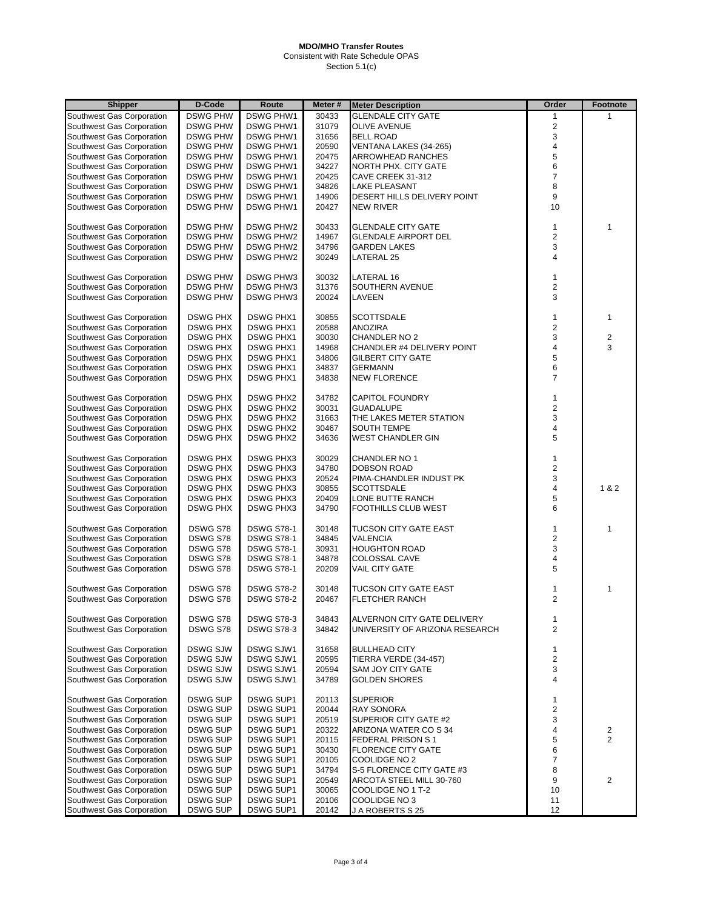**MDO/MHO Transfer Routes**
Consistent with Rate Schedule OPAS
Section 5.1(c)

| Shipper | D-Code | Route | Meter # | Meter Description | Order | Footnote |
|---|---|---|---|---|---|---|
| Southwest Gas Corporation | DSWG PHW | DSWG PHW1 | 30433 | GLENDALE CITY GATE | 1 | 1 |
| Southwest Gas Corporation | DSWG PHW | DSWG PHW1 | 31079 | OLIVE AVENUE | 2 | |
| Southwest Gas Corporation | DSWG PHW | DSWG PHW1 | 31656 | BELL ROAD | 3 | |
| Southwest Gas Corporation | DSWG PHW | DSWG PHW1 | 20590 | VENTANA LAKES (34-265) | 4 | |
| Southwest Gas Corporation | DSWG PHW | DSWG PHW1 | 20475 | ARROWHEAD RANCHES | 5 | |
| Southwest Gas Corporation | DSWG PHW | DSWG PHW1 | 34227 | NORTH PHX. CITY GATE | 6 | |
| Southwest Gas Corporation | DSWG PHW | DSWG PHW1 | 20425 | CAVE CREEK 31-312 | 7 | |
| Southwest Gas Corporation | DSWG PHW | DSWG PHW1 | 34826 | LAKE PLEASANT | 8 | |
| Southwest Gas Corporation | DSWG PHW | DSWG PHW1 | 14906 | DESERT HILLS DELIVERY POINT | 9 | |
| Southwest Gas Corporation | DSWG PHW | DSWG PHW1 | 20427 | NEW RIVER | 10 | |
| | | | | | | |
| Southwest Gas Corporation | DSWG PHW | DSWG PHW2 | 30433 | GLENDALE CITY GATE | 1 | 1 |
| Southwest Gas Corporation | DSWG PHW | DSWG PHW2 | 14967 | GLENDALE AIRPORT DEL | 2 | |
| Southwest Gas Corporation | DSWG PHW | DSWG PHW2 | 34796 | GARDEN LAKES | 3 | |
| Southwest Gas Corporation | DSWG PHW | DSWG PHW2 | 30249 | LATERAL 25 | 4 | |
| | | | | | | |
| Southwest Gas Corporation | DSWG PHW | DSWG PHW3 | 30032 | LATERAL 16 | 1 | |
| Southwest Gas Corporation | DSWG PHW | DSWG PHW3 | 31376 | SOUTHERN AVENUE | 2 | |
| Southwest Gas Corporation | DSWG PHW | DSWG PHW3 | 20024 | LAVEEN | 3 | |
| | | | | | | |
| Southwest Gas Corporation | DSWG PHX | DSWG PHX1 | 30855 | SCOTTSDALE | 1 | 1 |
| Southwest Gas Corporation | DSWG PHX | DSWG PHX1 | 20588 | ANOZIRA | 2 | |
| Southwest Gas Corporation | DSWG PHX | DSWG PHX1 | 30030 | CHANDLER NO 2 | 3 | 2 |
| Southwest Gas Corporation | DSWG PHX | DSWG PHX1 | 14968 | CHANDLER #4 DELIVERY POINT | 4 | 3 |
| Southwest Gas Corporation | DSWG PHX | DSWG PHX1 | 34806 | GILBERT CITY GATE | 5 | |
| Southwest Gas Corporation | DSWG PHX | DSWG PHX1 | 34837 | GERMANN | 6 | |
| Southwest Gas Corporation | DSWG PHX | DSWG PHX1 | 34838 | NEW FLORENCE | 7 | |
| | | | | | | |
| Southwest Gas Corporation | DSWG PHX | DSWG PHX2 | 34782 | CAPITOL FOUNDRY | 1 | |
| Southwest Gas Corporation | DSWG PHX | DSWG PHX2 | 30031 | GUADALUPE | 2 | |
| Southwest Gas Corporation | DSWG PHX | DSWG PHX2 | 31663 | THE LAKES METER STATION | 3 | |
| Southwest Gas Corporation | DSWG PHX | DSWG PHX2 | 30467 | SOUTH TEMPE | 4 | |
| Southwest Gas Corporation | DSWG PHX | DSWG PHX2 | 34636 | WEST CHANDLER GIN | 5 | |
| | | | | | | |
| Southwest Gas Corporation | DSWG PHX | DSWG PHX3 | 30029 | CHANDLER NO 1 | 1 | |
| Southwest Gas Corporation | DSWG PHX | DSWG PHX3 | 34780 | DOBSON ROAD | 2 | |
| Southwest Gas Corporation | DSWG PHX | DSWG PHX3 | 20524 | PIMA-CHANDLER INDUST PK | 3 | |
| Southwest Gas Corporation | DSWG PHX | DSWG PHX3 | 30855 | SCOTTSDALE | 4 | 1 & 2 |
| Southwest Gas Corporation | DSWG PHX | DSWG PHX3 | 20409 | LONE BUTTE RANCH | 5 | |
| Southwest Gas Corporation | DSWG PHX | DSWG PHX3 | 34790 | FOOTHILLS CLUB WEST | 6 | |
| | | | | | | |
| Southwest Gas Corporation | DSWG S78 | DSWG S78-1 | 30148 | TUCSON CITY GATE EAST | 1 | 1 |
| Southwest Gas Corporation | DSWG S78 | DSWG S78-1 | 34845 | VALENCIA | 2 | |
| Southwest Gas Corporation | DSWG S78 | DSWG S78-1 | 30931 | HOUGHTON ROAD | 3 | |
| Southwest Gas Corporation | DSWG S78 | DSWG S78-1 | 34878 | COLOSSAL CAVE | 4 | |
| Southwest Gas Corporation | DSWG S78 | DSWG S78-1 | 20209 | VAIL CITY GATE | 5 | |
| | | | | | | |
| Southwest Gas Corporation | DSWG S78 | DSWG S78-2 | 30148 | TUCSON CITY GATE EAST | 1 | 1 |
| Southwest Gas Corporation | DSWG S78 | DSWG S78-2 | 20467 | FLETCHER RANCH | 2 | |
| | | | | | | |
| Southwest Gas Corporation | DSWG S78 | DSWG S78-3 | 34843 | ALVERNON CITY GATE DELIVERY | 1 | |
| Southwest Gas Corporation | DSWG S78 | DSWG S78-3 | 34842 | UNIVERSITY OF ARIZONA RESEARCH | 2 | |
| | | | | | | |
| Southwest Gas Corporation | DSWG SJW | DSWG SJW1 | 31658 | BULLHEAD CITY | 1 | |
| Southwest Gas Corporation | DSWG SJW | DSWG SJW1 | 20595 | TIERRA VERDE (34-457) | 2 | |
| Southwest Gas Corporation | DSWG SJW | DSWG SJW1 | 20594 | SAM JOY CITY GATE | 3 | |
| Southwest Gas Corporation | DSWG SJW | DSWG SJW1 | 34789 | GOLDEN SHORES | 4 | |
| | | | | | | |
| Southwest Gas Corporation | DSWG SUP | DSWG SUP1 | 20113 | SUPERIOR | 1 | |
| Southwest Gas Corporation | DSWG SUP | DSWG SUP1 | 20044 | RAY SONORA | 2 | |
| Southwest Gas Corporation | DSWG SUP | DSWG SUP1 | 20519 | SUPERIOR CITY GATE #2 | 3 | |
| Southwest Gas Corporation | DSWG SUP | DSWG SUP1 | 20322 | ARIZONA WATER CO S 34 | 4 | 2 |
| Southwest Gas Corporation | DSWG SUP | DSWG SUP1 | 20115 | FEDERAL PRISON S 1 | 5 | 2 |
| Southwest Gas Corporation | DSWG SUP | DSWG SUP1 | 30430 | FLORENCE CITY GATE | 6 | |
| Southwest Gas Corporation | DSWG SUP | DSWG SUP1 | 20105 | COOLIDGE NO 2 | 7 | |
| Southwest Gas Corporation | DSWG SUP | DSWG SUP1 | 34794 | S-5 FLORENCE CITY GATE #3 | 8 | |
| Southwest Gas Corporation | DSWG SUP | DSWG SUP1 | 20549 | ARCOTA STEEL MILL 30-760 | 9 | 2 |
| Southwest Gas Corporation | DSWG SUP | DSWG SUP1 | 30065 | COOLIDGE NO 1 T-2 | 10 | |
| Southwest Gas Corporation | DSWG SUP | DSWG SUP1 | 20106 | COOLIDGE NO 3 | 11 | |
| Southwest Gas Corporation | DSWG SUP | DSWG SUP1 | 20142 | J A ROBERTS S 25 | 12 | |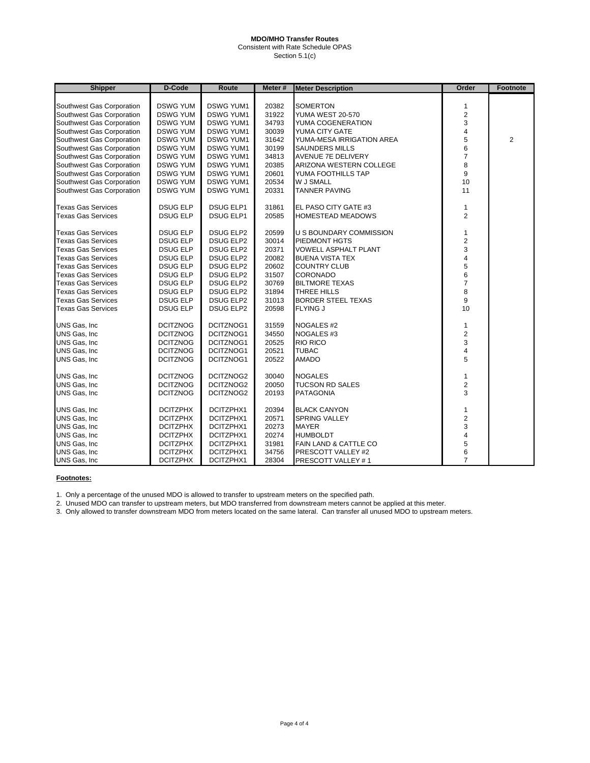**MDO/MHO Transfer Routes**
Consistent with Rate Schedule OPAS
Section 5.1(c)

| Shipper | D-Code | Route | Meter # | Meter Description | Order | Footnote |
|---|---|---|---|---|---|---|
| Southwest Gas Corporation | DSWG YUM | DSWG YUM1 | 20382 | SOMERTON | 1 | |
| Southwest Gas Corporation | DSWG YUM | DSWG YUM1 | 31922 | YUMA WEST 20-570 | 2 | |
| Southwest Gas Corporation | DSWG YUM | DSWG YUM1 | 34793 | YUMA COGENERATION | 3 | |
| Southwest Gas Corporation | DSWG YUM | DSWG YUM1 | 30039 | YUMA CITY GATE | 4 | |
| Southwest Gas Corporation | DSWG YUM | DSWG YUM1 | 31642 | YUMA-MESA IRRIGATION AREA | 5 | 2 |
| Southwest Gas Corporation | DSWG YUM | DSWG YUM1 | 30199 | SAUNDERS MILLS | 6 | |
| Southwest Gas Corporation | DSWG YUM | DSWG YUM1 | 34813 | AVENUE 7E DELIVERY | 7 | |
| Southwest Gas Corporation | DSWG YUM | DSWG YUM1 | 20385 | ARIZONA WESTERN COLLEGE | 8 | |
| Southwest Gas Corporation | DSWG YUM | DSWG YUM1 | 20601 | YUMA FOOTHILLS TAP | 9 | |
| Southwest Gas Corporation | DSWG YUM | DSWG YUM1 | 20534 | W J SMALL | 10 | |
| Southwest Gas Corporation | DSWG YUM | DSWG YUM1 | 20331 | TANNER PAVING | 11 | |
| | | | | | | |
| Texas Gas Services | DSUG ELP | DSUG ELP1 | 31861 | EL PASO CITY GATE #3 | 1 | |
| Texas Gas Services | DSUG ELP | DSUG ELP1 | 20585 | HOMESTEAD MEADOWS | 2 | |
| | | | | | | |
| Texas Gas Services | DSUG ELP | DSUG ELP2 | 20599 | U S BOUNDARY COMMISSION | 1 | |
| Texas Gas Services | DSUG ELP | DSUG ELP2 | 30014 | PIEDMONT HGTS | 2 | |
| Texas Gas Services | DSUG ELP | DSUG ELP2 | 20371 | VOWELL ASPHALT PLANT | 3 | |
| Texas Gas Services | DSUG ELP | DSUG ELP2 | 20082 | BUENA VISTA TEX | 4 | |
| Texas Gas Services | DSUG ELP | DSUG ELP2 | 20602 | COUNTRY CLUB | 5 | |
| Texas Gas Services | DSUG ELP | DSUG ELP2 | 31507 | CORONADO | 6 | |
| Texas Gas Services | DSUG ELP | DSUG ELP2 | 30769 | BILTMORE TEXAS | 7 | |
| Texas Gas Services | DSUG ELP | DSUG ELP2 | 31894 | THREE HILLS | 8 | |
| Texas Gas Services | DSUG ELP | DSUG ELP2 | 31013 | BORDER STEEL TEXAS | 9 | |
| Texas Gas Services | DSUG ELP | DSUG ELP2 | 20598 | FLYING J | 10 | |
| | | | | | | |
| UNS Gas, Inc | DCITZNOG | DCITZNOG1 | 31559 | NOGALES #2 | 1 | |
| UNS Gas, Inc | DCITZNOG | DCITZNOG1 | 34550 | NOGALES #3 | 2 | |
| UNS Gas, Inc | DCITZNOG | DCITZNOG1 | 20525 | RIO RICO | 3 | |
| UNS Gas, Inc | DCITZNOG | DCITZNOG1 | 20521 | TUBAC | 4 | |
| UNS Gas, Inc | DCITZNOG | DCITZNOG1 | 20522 | AMADO | 5 | |
| | | | | | | |
| UNS Gas, Inc | DCITZNOG | DCITZNOG2 | 30040 | NOGALES | 1 | |
| UNS Gas, Inc | DCITZNOG | DCITZNOG2 | 20050 | TUCSON RD SALES | 2 | |
| UNS Gas, Inc | DCITZNOG | DCITZNOG2 | 20193 | PATAGONIA | 3 | |
| | | | | | | |
| UNS Gas, Inc | DCITZPHX | DCITZPHX1 | 20394 | BLACK CANYON | 1 | |
| UNS Gas, Inc | DCITZPHX | DCITZPHX1 | 20571 | SPRING VALLEY | 2 | |
| UNS Gas, Inc | DCITZPHX | DCITZPHX1 | 20273 | MAYER | 3 | |
| UNS Gas, Inc | DCITZPHX | DCITZPHX1 | 20274 | HUMBOLDT | 4 | |
| UNS Gas, Inc | DCITZPHX | DCITZPHX1 | 31981 | FAIN LAND & CATTLE CO | 5 | |
| UNS Gas, Inc | DCITZPHX | DCITZPHX1 | 34756 | PRESCOTT VALLEY #2 | 6 | |
| UNS Gas, Inc | DCITZPHX | DCITZPHX1 | 28304 | PRESCOTT VALLEY # 1 | 7 | |

**Footnotes:**

1. Only a percentage of the unused MDO is allowed to transfer to upstream meters on the specified path.
2. Unused MDO can transfer to upstream meters, but MDO transferred from downstream meters cannot be applied at this meter.
3. Only allowed to transfer downstream MDO from meters located on the same lateral. Can transfer all unused MDO to upstream meters.